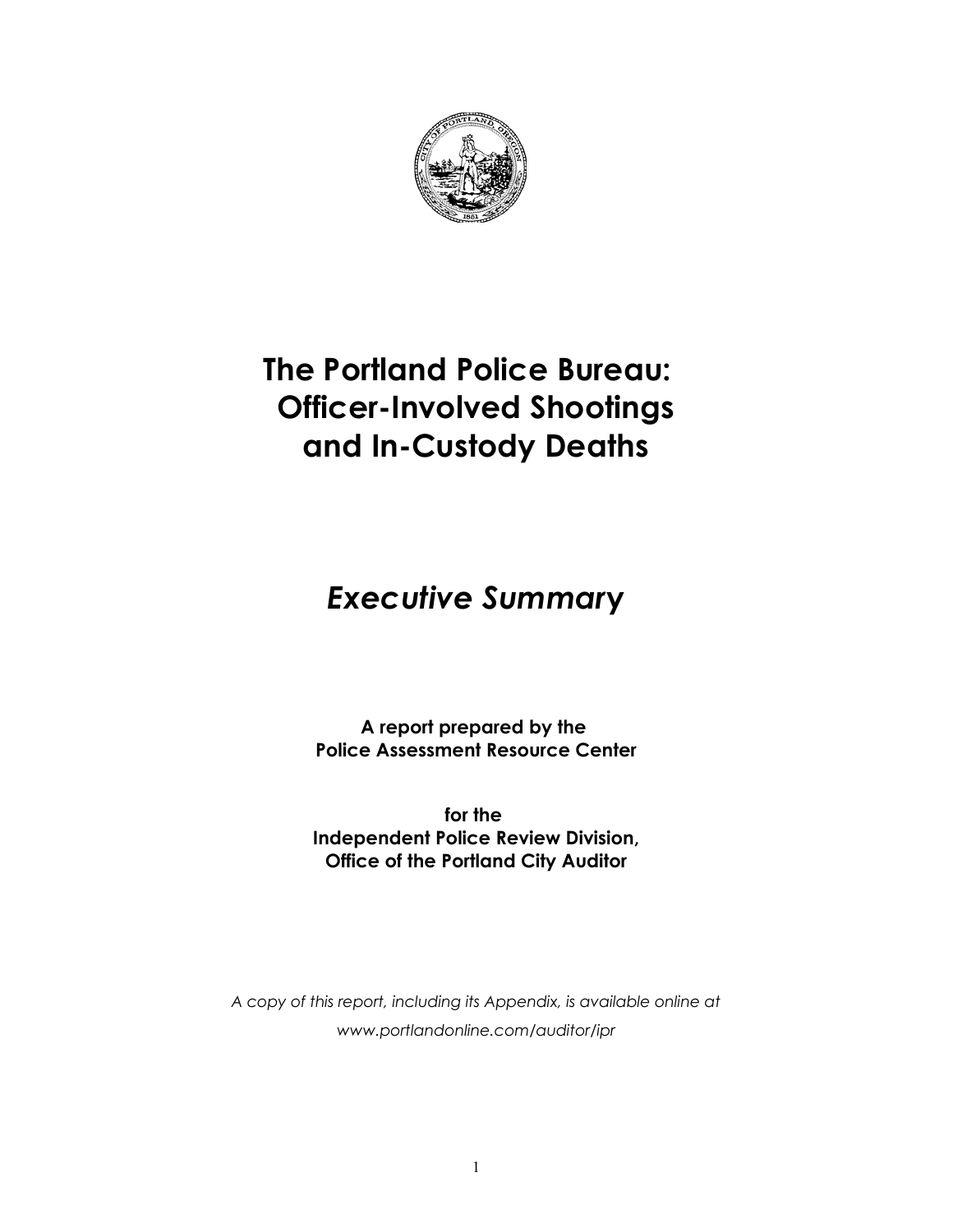# The Portland Police Bureau: Officer-Involved Shootings and In-Custody Deaths

## *Executive Summary*

**A report prepared by the Police Assessment Resource Center**

**for the Independent Police Review Division, Office of the Portland City Auditor**

*A copy of this report, including its Appendix, is available online at www.portlandonline.com/auditor/ipr*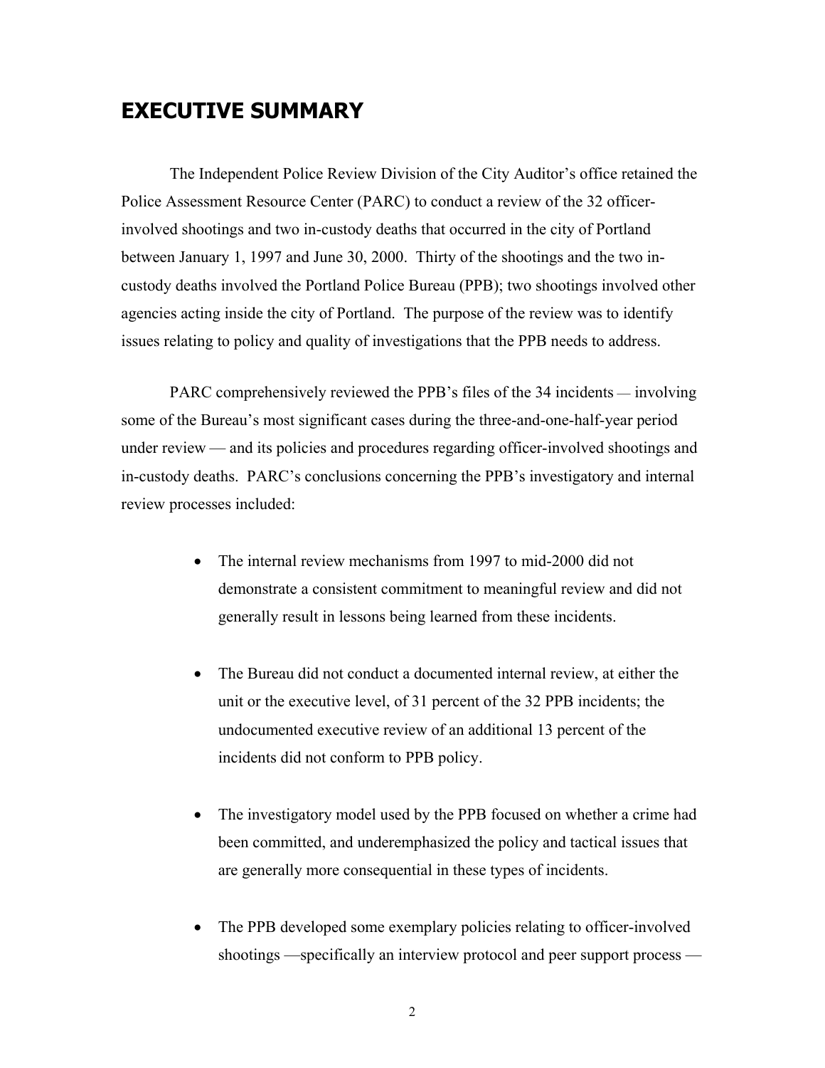# EXECUTIVE SUMMARY

The Independent Police Review Division of the City Auditor's office retained the Police Assessment Resource Center (PARC) to conduct a review of the 32 officer-involved shootings and two in-custody deaths that occurred in the city of Portland between January 1, 1997 and June 30, 2000. Thirty of the shootings and the two in-custody deaths involved the Portland Police Bureau (PPB); two shootings involved other agencies acting inside the city of Portland. The purpose of the review was to identify issues relating to policy and quality of investigations that the PPB needs to address.

PARC comprehensively reviewed the PPB's files of the 34 incidents — involving some of the Bureau's most significant cases during the three-and-one-half-year period under review — and its policies and procedures regarding officer-involved shootings and in-custody deaths. PARC's conclusions concerning the PPB's investigatory and internal review processes included:

- The internal review mechanisms from 1997 to mid-2000 did not demonstrate a consistent commitment to meaningful review and did not generally result in lessons being learned from these incidents.

- The Bureau did not conduct a documented internal review, at either the unit or the executive level, of 31 percent of the 32 PPB incidents; the undocumented executive review of an additional 13 percent of the incidents did not conform to PPB policy.

- The investigatory model used by the PPB focused on whether a crime had been committed, and underemphasized the policy and tactical issues that are generally more consequential in these types of incidents.

- The PPB developed some exemplary policies relating to officer-involved shootings —specifically an interview protocol and peer support process —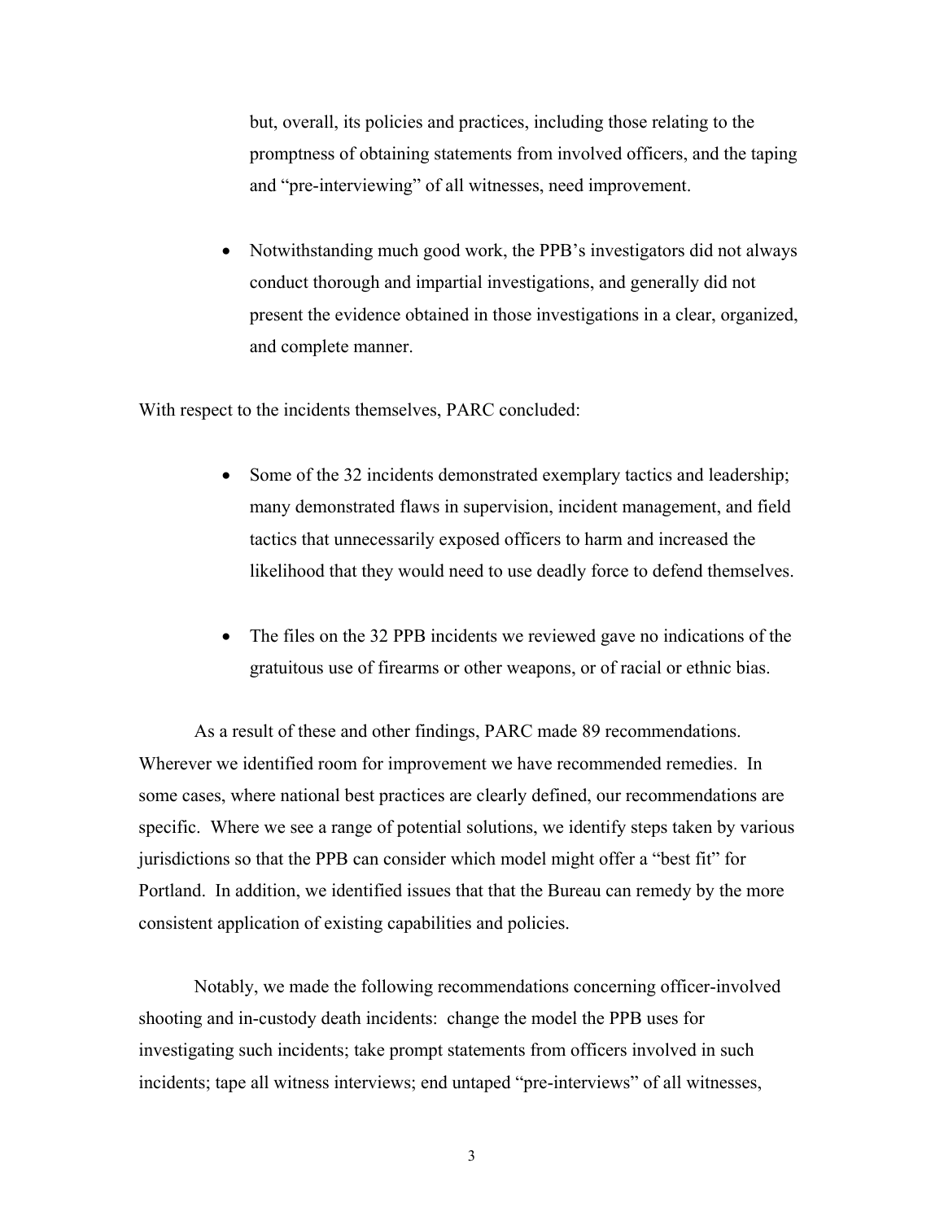but, overall, its policies and practices, including those relating to the promptness of obtaining statements from involved officers, and the taping and "pre-interviewing" of all witnesses, need improvement.

- Notwithstanding much good work, the PPB's investigators did not always conduct thorough and impartial investigations, and generally did not present the evidence obtained in those investigations in a clear, organized, and complete manner.

With respect to the incidents themselves, PARC concluded:

- Some of the 32 incidents demonstrated exemplary tactics and leadership; many demonstrated flaws in supervision, incident management, and field tactics that unnecessarily exposed officers to harm and increased the likelihood that they would need to use deadly force to defend themselves.

- The files on the 32 PPB incidents we reviewed gave no indications of the gratuitous use of firearms or other weapons, or of racial or ethnic bias.

As a result of these and other findings, PARC made 89 recommendations. Wherever we identified room for improvement we have recommended remedies. In some cases, where national best practices are clearly defined, our recommendations are specific. Where we see a range of potential solutions, we identify steps taken by various jurisdictions so that the PPB can consider which model might offer a "best fit" for Portland. In addition, we identified issues that that the Bureau can remedy by the more consistent application of existing capabilities and policies.

Notably, we made the following recommendations concerning officer-involved shooting and in-custody death incidents: change the model the PPB uses for investigating such incidents; take prompt statements from officers involved in such incidents; tape all witness interviews; end untaped "pre-interviews" of all witnesses,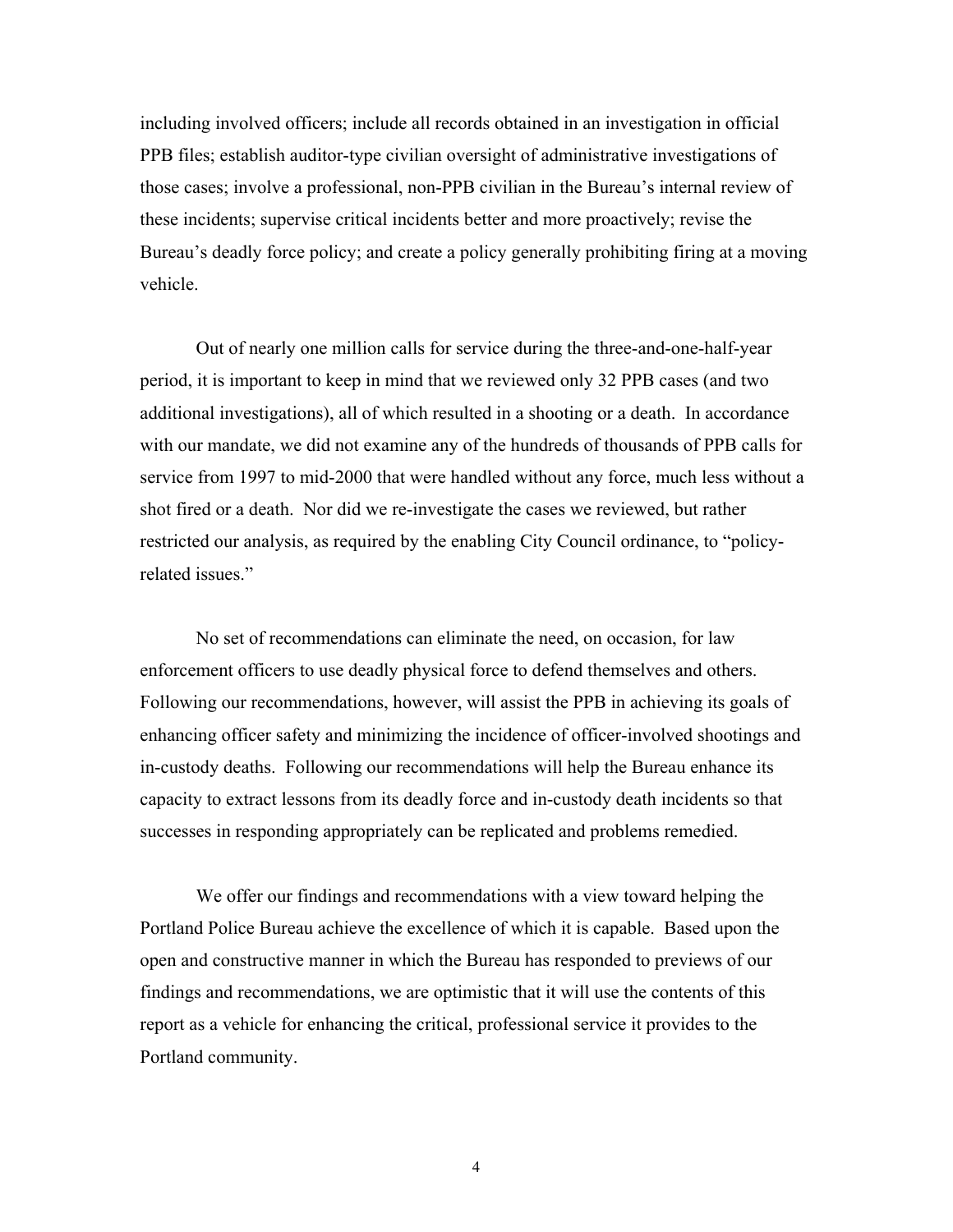including involved officers; include all records obtained in an investigation in official PPB files; establish auditor-type civilian oversight of administrative investigations of those cases; involve a professional, non-PPB civilian in the Bureau's internal review of these incidents; supervise critical incidents better and more proactively; revise the Bureau's deadly force policy; and create a policy generally prohibiting firing at a moving vehicle.

Out of nearly one million calls for service during the three-and-one-half-year period, it is important to keep in mind that we reviewed only 32 PPB cases (and two additional investigations), all of which resulted in a shooting or a death. In accordance with our mandate, we did not examine any of the hundreds of thousands of PPB calls for service from 1997 to mid-2000 that were handled without any force, much less without a shot fired or a death. Nor did we re-investigate the cases we reviewed, but rather restricted our analysis, as required by the enabling City Council ordinance, to "policy-related issues."

No set of recommendations can eliminate the need, on occasion, for law enforcement officers to use deadly physical force to defend themselves and others. Following our recommendations, however, will assist the PPB in achieving its goals of enhancing officer safety and minimizing the incidence of officer-involved shootings and in-custody deaths. Following our recommendations will help the Bureau enhance its capacity to extract lessons from its deadly force and in-custody death incidents so that successes in responding appropriately can be replicated and problems remedied.

We offer our findings and recommendations with a view toward helping the Portland Police Bureau achieve the excellence of which it is capable. Based upon the open and constructive manner in which the Bureau has responded to previews of our findings and recommendations, we are optimistic that it will use the contents of this report as a vehicle for enhancing the critical, professional service it provides to the Portland community.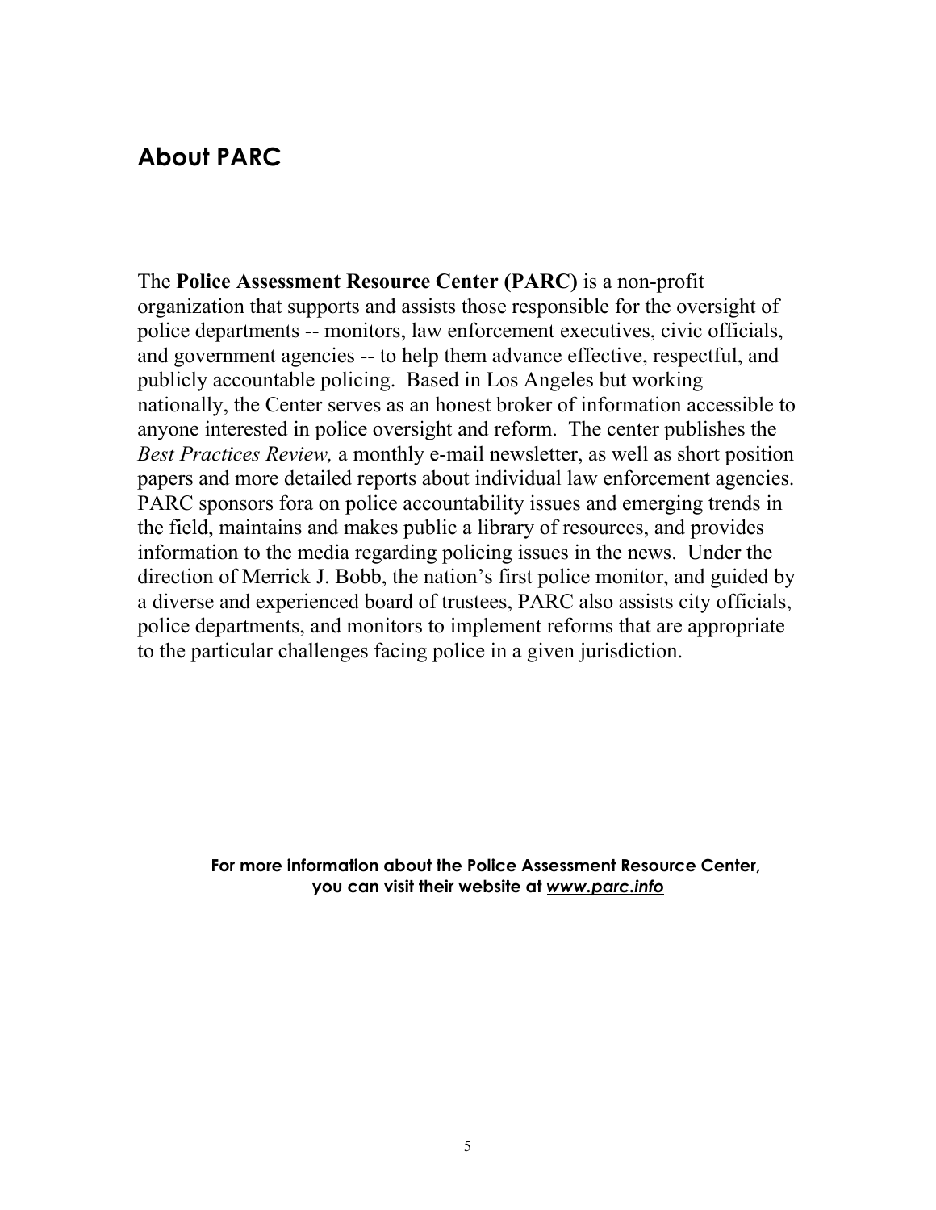## About PARC

The **Police Assessment Resource Center (PARC)** is a non-profit organization that supports and assists those responsible for the oversight of police departments -- monitors, law enforcement executives, civic officials, and government agencies -- to help them advance effective, respectful, and publicly accountable policing. Based in Los Angeles but working nationally, the Center serves as an honest broker of information accessible to anyone interested in police oversight and reform. The center publishes the *Best Practices Review,* a monthly e-mail newsletter, as well as short position papers and more detailed reports about individual law enforcement agencies. PARC sponsors fora on police accountability issues and emerging trends in the field, maintains and makes public a library of resources, and provides information to the media regarding policing issues in the news. Under the direction of Merrick J. Bobb, the nation's first police monitor, and guided by a diverse and experienced board of trustees, PARC also assists city officials, police departments, and monitors to implement reforms that are appropriate to the particular challenges facing police in a given jurisdiction.

**For more information about the Police Assessment Resource Center, you can visit their website at *www.parc.info***